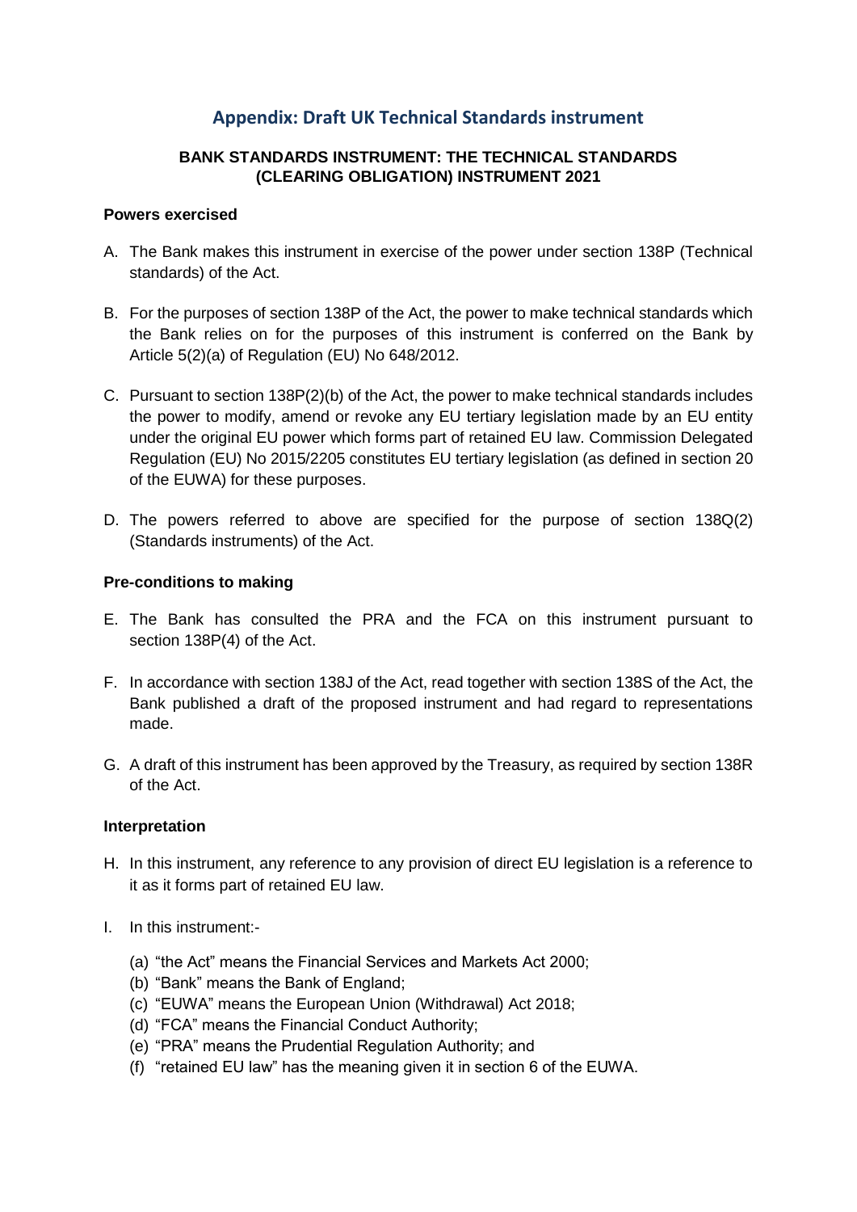# Appendix: Draft UK Technical Standards instrument

## BANK STANDARDS INSTRUMENT: THE TECHNICAL STANDARDS (CLEARING OBLIGATION) INSTRUMENT 2021

### Powers exercised

A. The Bank makes this instrument in exercise of the power under section 138P (Technical standards) of the Act.

B. For the purposes of section 138P of the Act, the power to make technical standards which the Bank relies on for the purposes of this instrument is conferred on the Bank by Article 5(2)(a) of Regulation (EU) No 648/2012.

C. Pursuant to section 138P(2)(b) of the Act, the power to make technical standards includes the power to modify, amend or revoke any EU tertiary legislation made by an EU entity under the original EU power which forms part of retained EU law. Commission Delegated Regulation (EU) No 2015/2205 constitutes EU tertiary legislation (as defined in section 20 of the EUWA) for these purposes.

D. The powers referred to above are specified for the purpose of section 138Q(2) (Standards instruments) of the Act.

### Pre-conditions to making

E. The Bank has consulted the PRA and the FCA on this instrument pursuant to section 138P(4) of the Act.

F. In accordance with section 138J of the Act, read together with section 138S of the Act, the Bank published a draft of the proposed instrument and had regard to representations made.

G. A draft of this instrument has been approved by the Treasury, as required by section 138R of the Act.

### Interpretation

H. In this instrument, any reference to any provision of direct EU legislation is a reference to it as it forms part of retained EU law.

I. In this instrument:-

(a) "the Act" means the Financial Services and Markets Act 2000;
(b) "Bank" means the Bank of England;
(c) "EUWA" means the European Union (Withdrawal) Act 2018;
(d) "FCA" means the Financial Conduct Authority;
(e) "PRA" means the Prudential Regulation Authority; and
(f) "retained EU law" has the meaning given it in section 6 of the EUWA.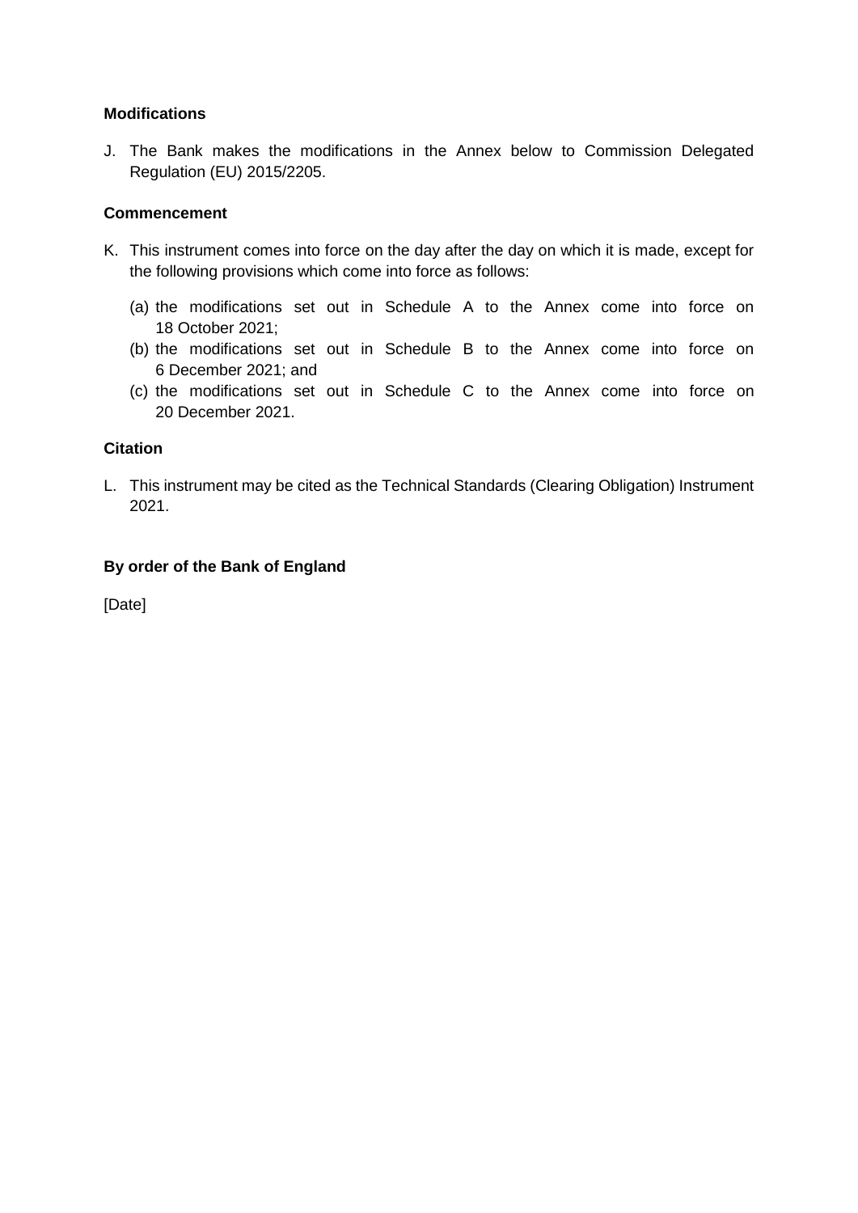**Modifications**

J. The Bank makes the modifications in the Annex below to Commission Delegated Regulation (EU) 2015/2205.

**Commencement**

K. This instrument comes into force on the day after the day on which it is made, except for the following provisions which come into force as follows:

   (a) the modifications set out in Schedule A to the Annex come into force on 18 October 2021;
   (b) the modifications set out in Schedule B to the Annex come into force on 6 December 2021; and
   (c) the modifications set out in Schedule C to the Annex come into force on 20 December 2021.

**Citation**

L. This instrument may be cited as the Technical Standards (Clearing Obligation) Instrument 2021.

**By order of the Bank of England**

[Date]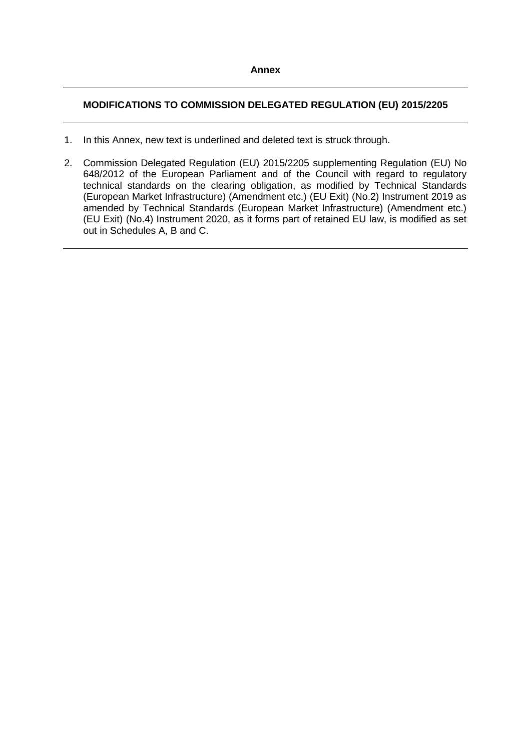**Annex**

---

**MODIFICATIONS TO COMMISSION DELEGATED REGULATION (EU) 2015/2205**

---

1. In this Annex, new text is underlined and deleted text is struck through.

2. Commission Delegated Regulation (EU) 2015/2205 supplementing Regulation (EU) No 648/2012 of the European Parliament and of the Council with regard to regulatory technical standards on the clearing obligation, as modified by Technical Standards (European Market Infrastructure) (Amendment etc.) (EU Exit) (No.2) Instrument 2019 as amended by Technical Standards (European Market Infrastructure) (Amendment etc.) (EU Exit) (No.4) Instrument 2020, as it forms part of retained EU law, is modified as set out in Schedules A, B and C.

---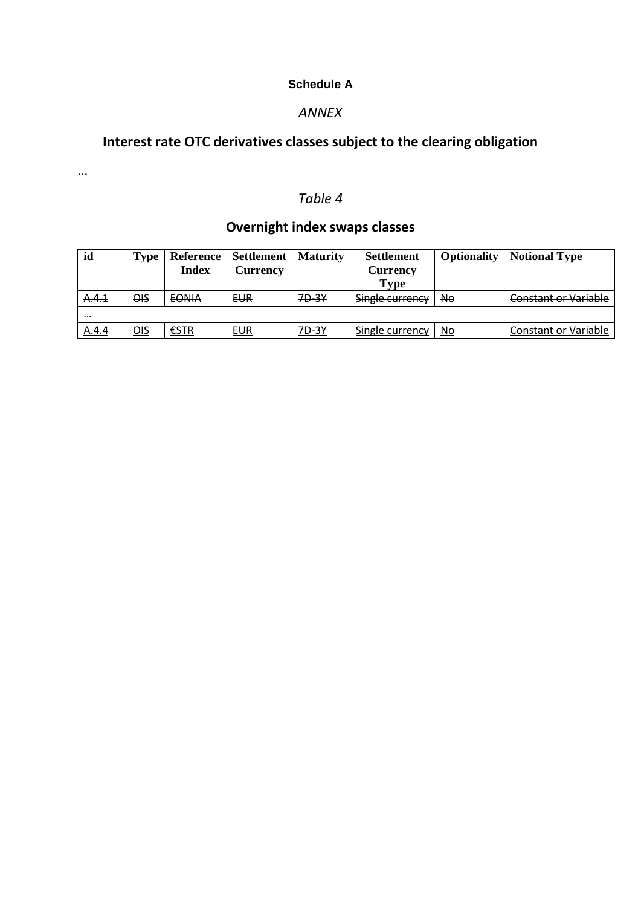**Schedule A**

*ANNEX*

## Interest rate OTC derivatives classes subject to the clearing obligation

…

*Table 4*

### Overnight index swaps classes

| id | Type | Reference Index | Settlement Currency | Maturity | Settlement Currency Type | Optionality | Notional Type |
|---|---|---|---|---|---|---|---|
| ~~A.4.1~~ | ~~OIS~~ | ~~EONIA~~ | ~~EUR~~ | ~~7D-3Y~~ | ~~Single currency~~ | ~~No~~ | ~~Constant or Variable~~ |
| … | | | | | | | |
| <u>A.4.4</u> | <u>OIS</u> | <u>€STR</u> | <u>EUR</u> | <u>7D-3Y</u> | <u>Single currency</u> | <u>No</u> | <u>Constant or Variable</u> |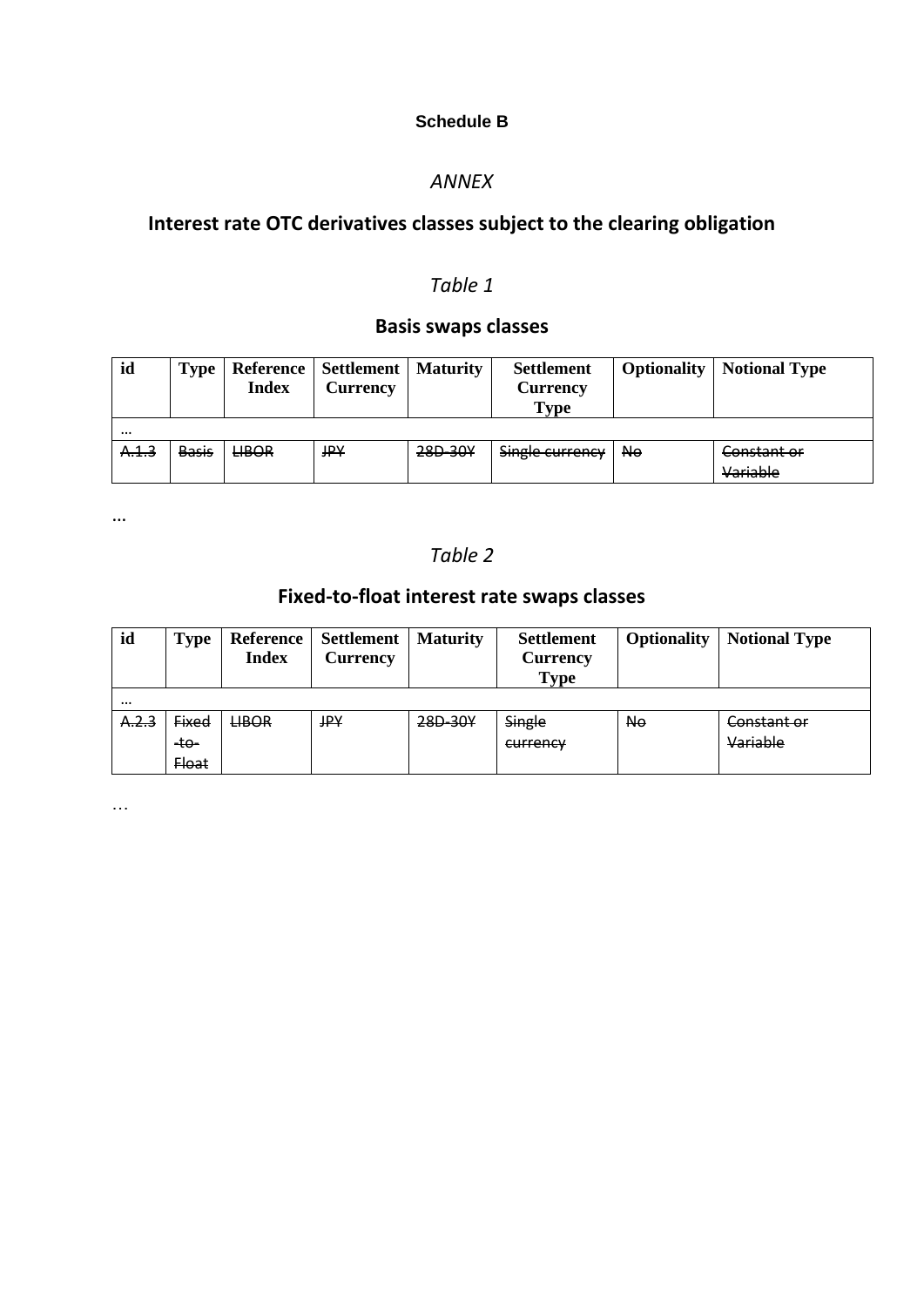**Schedule B**

*ANNEX*

## Interest rate OTC derivatives classes subject to the clearing obligation

*Table 1*

### Basis swaps classes

| id | Type | Reference Index | Settlement Currency | Maturity | Settlement Currency Type | Optionality | Notional Type |
|---|---|---|---|---|---|---|---|
| … | | | | | | | |
| ~~A.1.3~~ | ~~Basis~~ | ~~LIBOR~~ | ~~JPY~~ | ~~28D-30Y~~ | ~~Single currency~~ | ~~No~~ | ~~Constant or Variable~~ |

…

*Table 2*

### Fixed-to-float interest rate swaps classes

| id | Type | Reference Index | Settlement Currency | Maturity | Settlement Currency Type | Optionality | Notional Type |
|---|---|---|---|---|---|---|---|
| … | | | | | | | |
| ~~A.2.3~~ | ~~Fixed-to-Float~~ | ~~LIBOR~~ | ~~JPY~~ | ~~28D-30Y~~ | ~~Single currency~~ | ~~No~~ | ~~Constant or Variable~~ |

…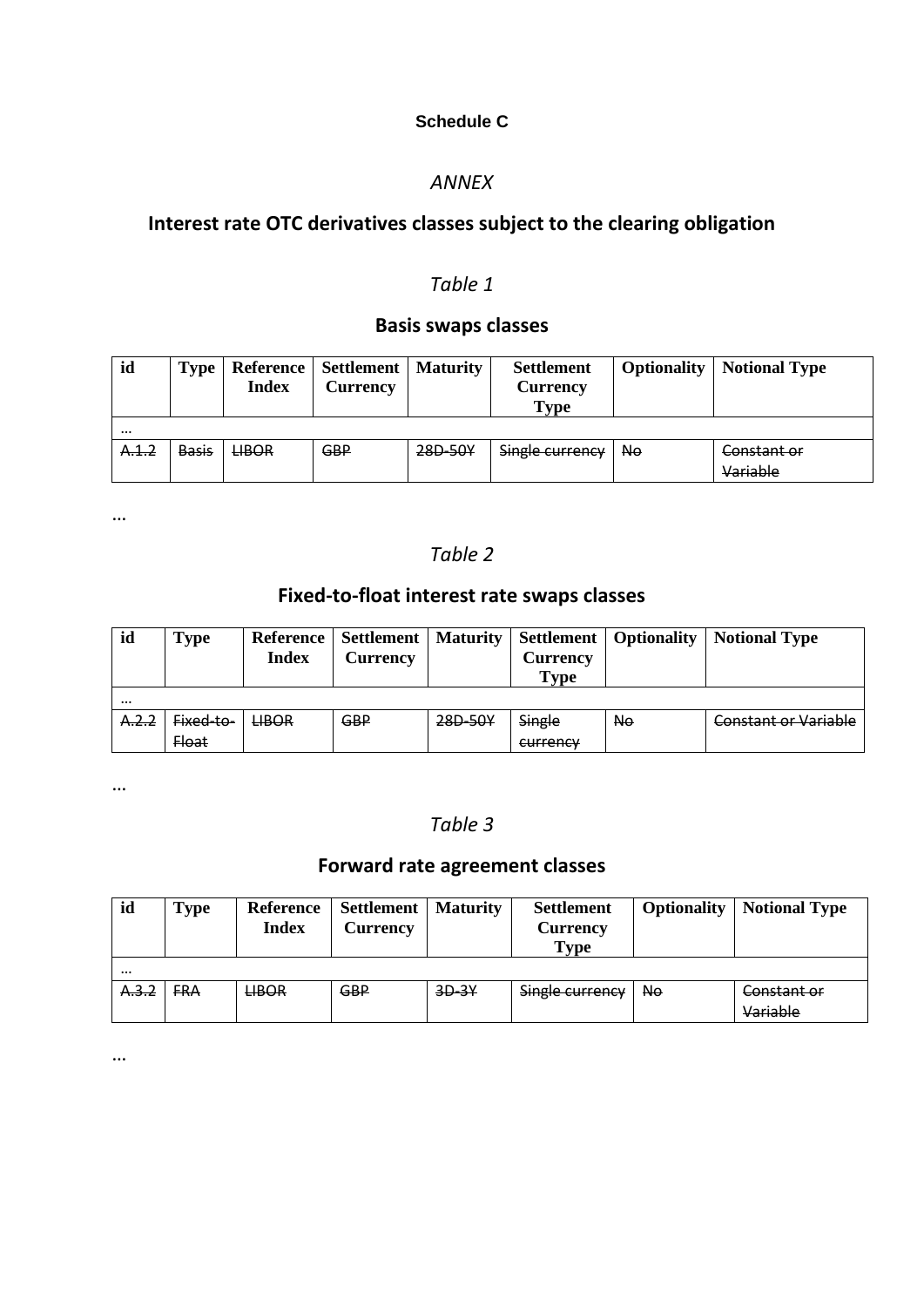**Schedule C**

*ANNEX*

## Interest rate OTC derivatives classes subject to the clearing obligation

*Table 1*

### Basis swaps classes

| id | Type | Reference Index | Settlement Currency | Maturity | Settlement Currency Type | Optionality | Notional Type |
|---|---|---|---|---|---|---|---|
| … | | | | | | | |
| ~~A.1.2~~ | ~~Basis~~ | ~~LIBOR~~ | ~~GBP~~ | ~~28D-50Y~~ | ~~Single currency~~ | ~~No~~ | ~~Constant or Variable~~ |

…

*Table 2*

### Fixed-to-float interest rate swaps classes

| id | Type | Reference Index | Settlement Currency | Maturity | Settlement Currency Type | Optionality | Notional Type |
|---|---|---|---|---|---|---|---|
| … | | | | | | | |
| ~~A.2.2~~ | ~~Fixed-to-Float~~ | ~~LIBOR~~ | ~~GBP~~ | ~~28D-50Y~~ | ~~Single currency~~ | ~~No~~ | ~~Constant or Variable~~ |

…

*Table 3*

### Forward rate agreement classes

| id | Type | Reference Index | Settlement Currency | Maturity | Settlement Currency Type | Optionality | Notional Type |
|---|---|---|---|---|---|---|---|
| … | | | | | | | |
| ~~A.3.2~~ | ~~FRA~~ | ~~LIBOR~~ | ~~GBP~~ | ~~3D-3Y~~ | ~~Single currency~~ | ~~No~~ | ~~Constant or Variable~~ |

…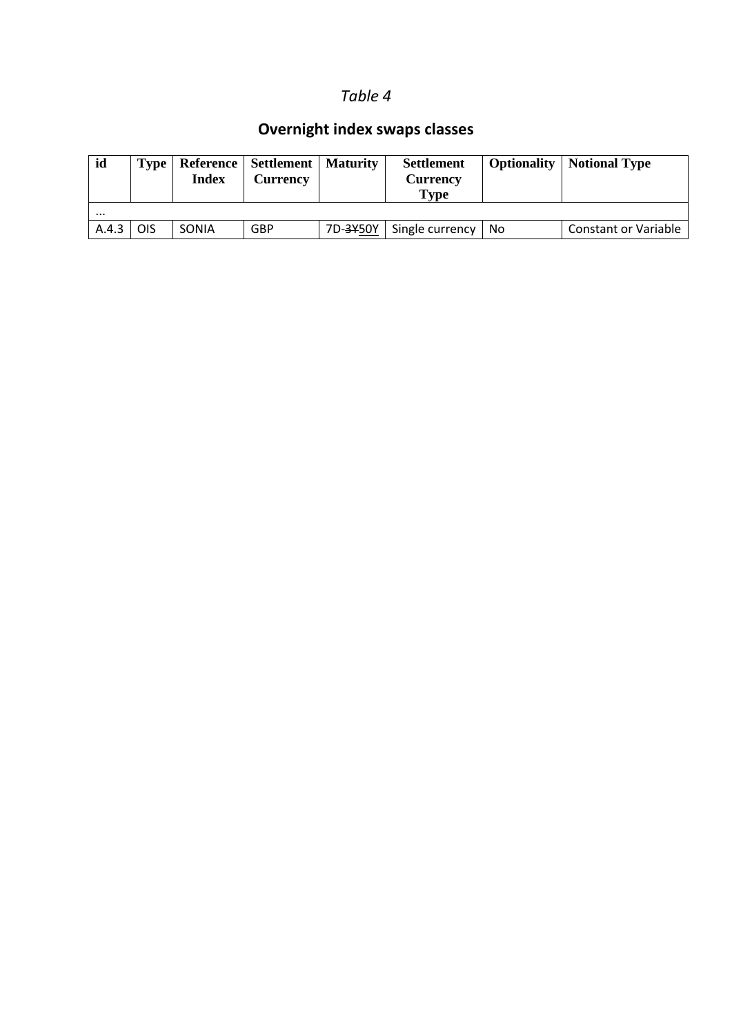*Table 4*

**Overnight index swaps classes**

| id | Type | Reference Index | Settlement Currency | Maturity | Settlement Currency Type | Optionality | Notional Type |
|---|---|---|---|---|---|---|---|
| … | | | | | | | |
| A.4.3 | OIS | SONIA | GBP | 7D-~~3Y~~50Y | Single currency | No | Constant or Variable |